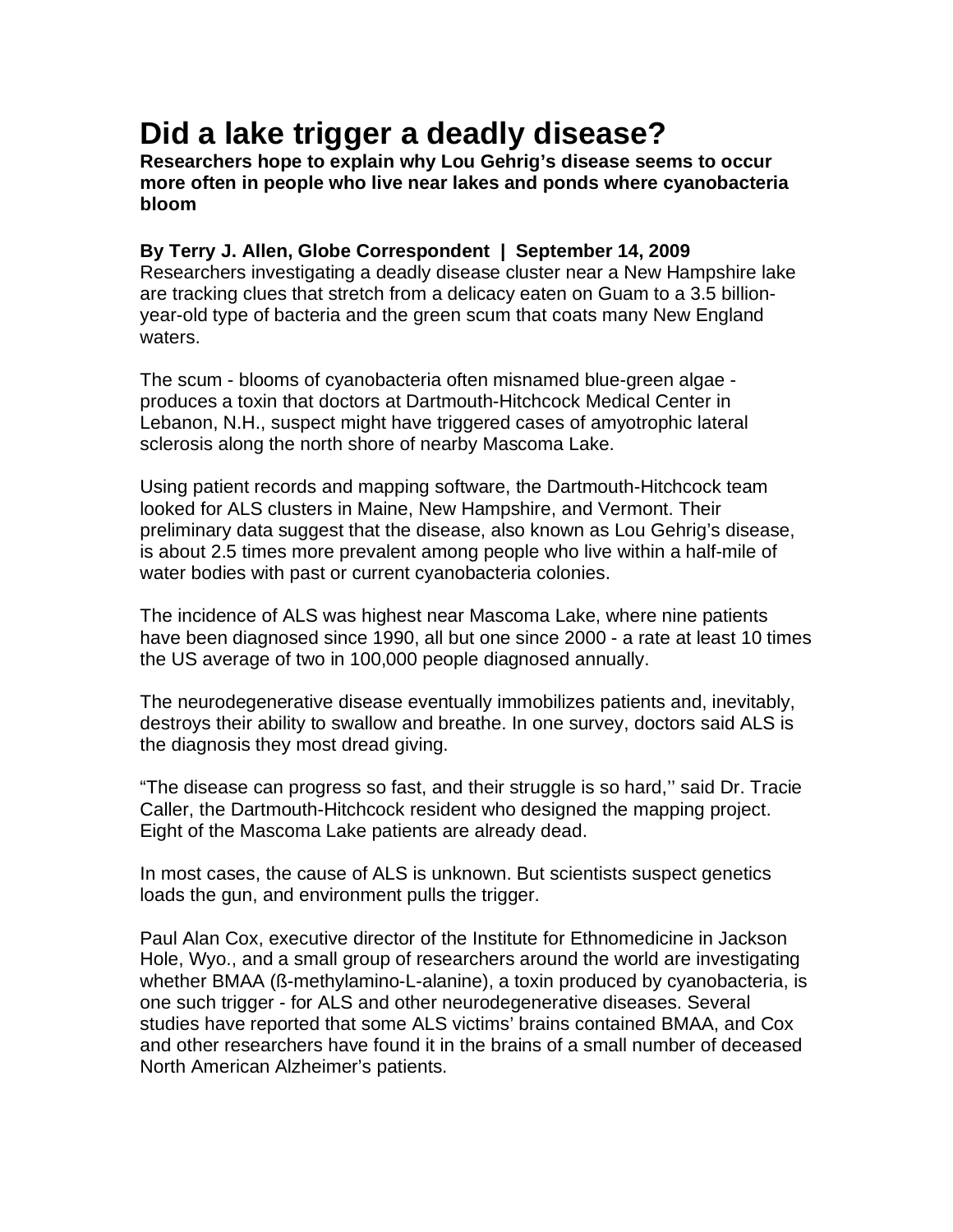# Did a lake trigger a deadly disease?

**Researchers hope to explain why Lou Gehrig's disease seems to occur more often in people who live near lakes and ponds where cyanobacteria bloom**

**By Terry J. Allen, Globe Correspondent | September 14, 2009**

Researchers investigating a deadly disease cluster near a New Hampshire lake are tracking clues that stretch from a delicacy eaten on Guam to a 3.5 billion-year-old type of bacteria and the green scum that coats many New England waters.

The scum - blooms of cyanobacteria often misnamed blue-green algae - produces a toxin that doctors at Dartmouth-Hitchcock Medical Center in Lebanon, N.H., suspect might have triggered cases of amyotrophic lateral sclerosis along the north shore of nearby Mascoma Lake.

Using patient records and mapping software, the Dartmouth-Hitchcock team looked for ALS clusters in Maine, New Hampshire, and Vermont. Their preliminary data suggest that the disease, also known as Lou Gehrig's disease, is about 2.5 times more prevalent among people who live within a half-mile of water bodies with past or current cyanobacteria colonies.

The incidence of ALS was highest near Mascoma Lake, where nine patients have been diagnosed since 1990, all but one since 2000 - a rate at least 10 times the US average of two in 100,000 people diagnosed annually.

The neurodegenerative disease eventually immobilizes patients and, inevitably, destroys their ability to swallow and breathe. In one survey, doctors said ALS is the diagnosis they most dread giving.

"The disease can progress so fast, and their struggle is so hard,'' said Dr. Tracie Caller, the Dartmouth-Hitchcock resident who designed the mapping project. Eight of the Mascoma Lake patients are already dead.

In most cases, the cause of ALS is unknown. But scientists suspect genetics loads the gun, and environment pulls the trigger.

Paul Alan Cox, executive director of the Institute for Ethnomedicine in Jackson Hole, Wyo., and a small group of researchers around the world are investigating whether BMAA (ß-methylamino-L-alanine), a toxin produced by cyanobacteria, is one such trigger - for ALS and other neurodegenerative diseases. Several studies have reported that some ALS victims' brains contained BMAA, and Cox and other researchers have found it in the brains of a small number of deceased North American Alzheimer's patients.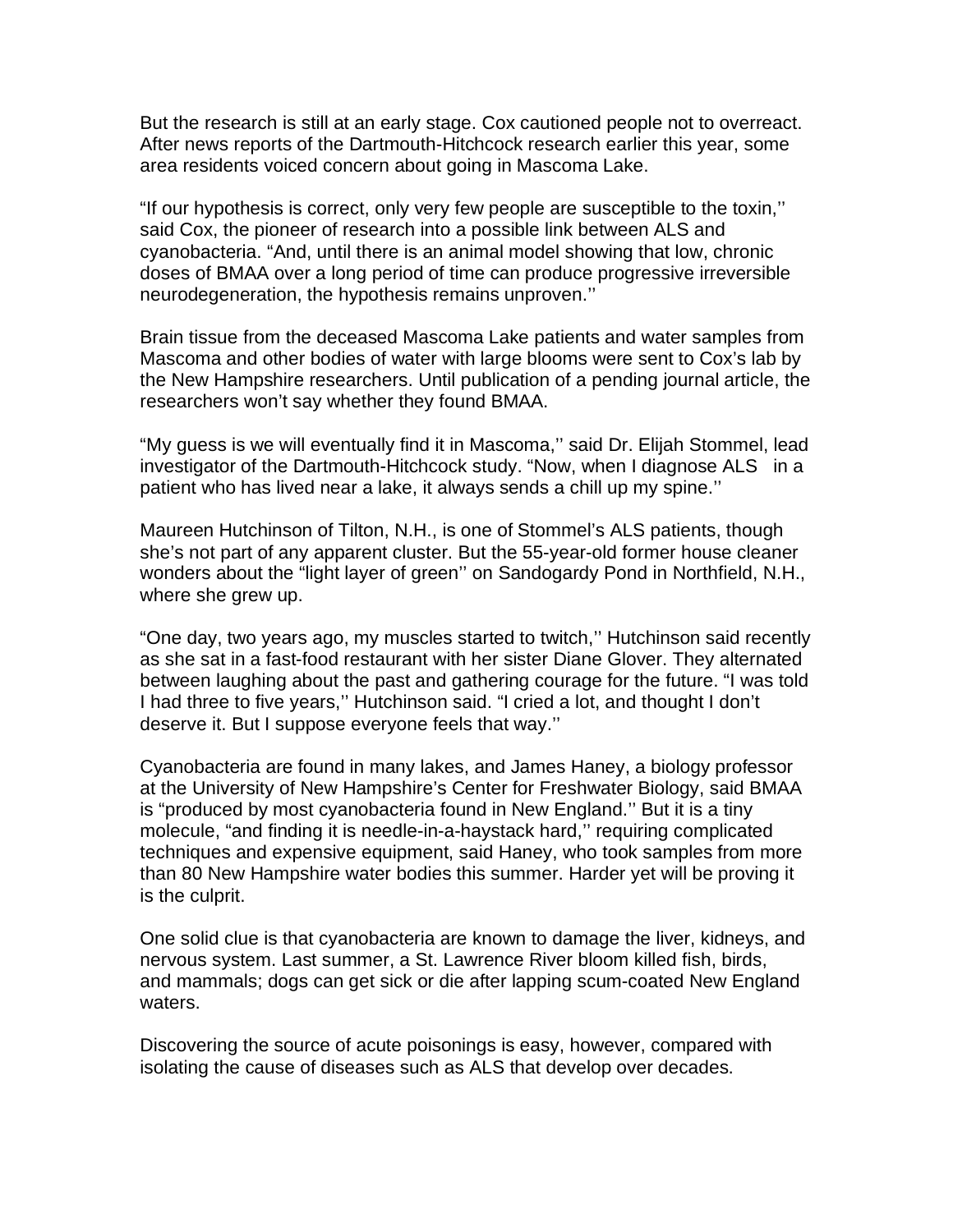But the research is still at an early stage. Cox cautioned people not to overreact. After news reports of the Dartmouth-Hitchcock research earlier this year, some area residents voiced concern about going in Mascoma Lake.

“If our hypothesis is correct, only very few people are susceptible to the toxin,'' said Cox, the pioneer of research into a possible link between ALS and cyanobacteria. “And, until there is an animal model showing that low, chronic doses of BMAA over a long period of time can produce progressive irreversible neurodegeneration, the hypothesis remains unproven.''

Brain tissue from the deceased Mascoma Lake patients and water samples from Mascoma and other bodies of water with large blooms were sent to Cox’s lab by the New Hampshire researchers. Until publication of a pending journal article, the researchers won’t say whether they found BMAA.

“My guess is we will eventually find it in Mascoma,'' said Dr. Elijah Stommel, lead investigator of the Dartmouth-Hitchcock study. “Now, when I diagnose ALS in a patient who has lived near a lake, it always sends a chill up my spine.''

Maureen Hutchinson of Tilton, N.H., is one of Stommel’s ALS patients, though she’s not part of any apparent cluster. But the 55-year-old former house cleaner wonders about the “light layer of green'' on Sandogardy Pond in Northfield, N.H., where she grew up.

“One day, two years ago, my muscles started to twitch,'' Hutchinson said recently as she sat in a fast-food restaurant with her sister Diane Glover. They alternated between laughing about the past and gathering courage for the future. “I was told I had three to five years,'' Hutchinson said. “I cried a lot, and thought I don’t deserve it. But I suppose everyone feels that way.''

Cyanobacteria are found in many lakes, and James Haney, a biology professor at the University of New Hampshire’s Center for Freshwater Biology, said BMAA is “produced by most cyanobacteria found in New England.'' But it is a tiny molecule, “and finding it is needle-in-a-haystack hard,'' requiring complicated techniques and expensive equipment, said Haney, who took samples from more than 80 New Hampshire water bodies this summer. Harder yet will be proving it is the culprit.

One solid clue is that cyanobacteria are known to damage the liver, kidneys, and nervous system. Last summer, a St. Lawrence River bloom killed fish, birds, and mammals; dogs can get sick or die after lapping scum-coated New England waters.

Discovering the source of acute poisonings is easy, however, compared with isolating the cause of diseases such as ALS that develop over decades.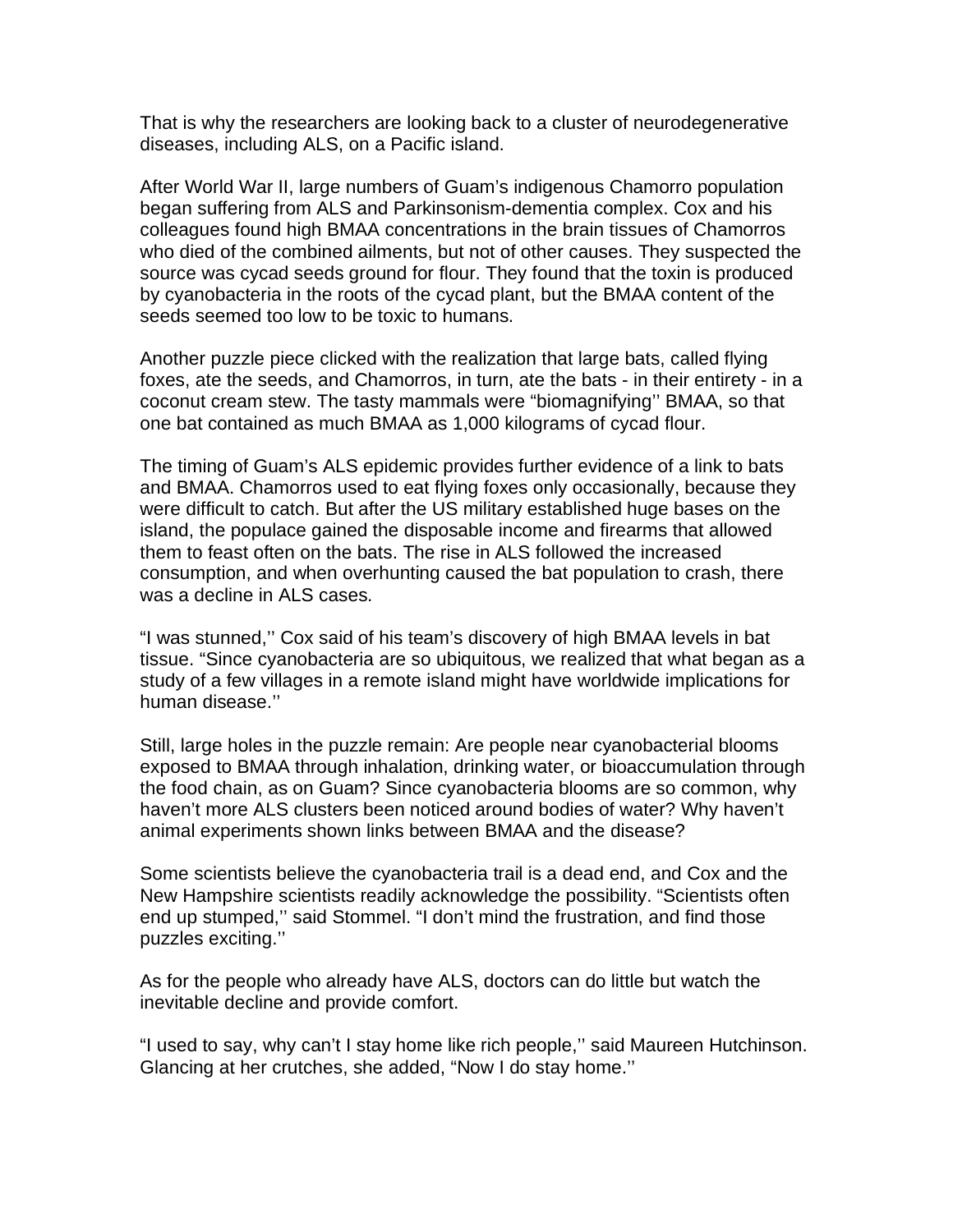That is why the researchers are looking back to a cluster of neurodegenerative diseases, including ALS, on a Pacific island.

After World War II, large numbers of Guam's indigenous Chamorro population began suffering from ALS and Parkinsonism-dementia complex. Cox and his colleagues found high BMAA concentrations in the brain tissues of Chamorros who died of the combined ailments, but not of other causes. They suspected the source was cycad seeds ground for flour. They found that the toxin is produced by cyanobacteria in the roots of the cycad plant, but the BMAA content of the seeds seemed too low to be toxic to humans.

Another puzzle piece clicked with the realization that large bats, called flying foxes, ate the seeds, and Chamorros, in turn, ate the bats - in their entirety - in a coconut cream stew. The tasty mammals were "biomagnifying'' BMAA, so that one bat contained as much BMAA as 1,000 kilograms of cycad flour.

The timing of Guam's ALS epidemic provides further evidence of a link to bats and BMAA. Chamorros used to eat flying foxes only occasionally, because they were difficult to catch. But after the US military established huge bases on the island, the populace gained the disposable income and firearms that allowed them to feast often on the bats. The rise in ALS followed the increased consumption, and when overhunting caused the bat population to crash, there was a decline in ALS cases.

"I was stunned,'' Cox said of his team's discovery of high BMAA levels in bat tissue. "Since cyanobacteria are so ubiquitous, we realized that what began as a study of a few villages in a remote island might have worldwide implications for human disease.''

Still, large holes in the puzzle remain: Are people near cyanobacterial blooms exposed to BMAA through inhalation, drinking water, or bioaccumulation through the food chain, as on Guam? Since cyanobacteria blooms are so common, why haven't more ALS clusters been noticed around bodies of water? Why haven't animal experiments shown links between BMAA and the disease?

Some scientists believe the cyanobacteria trail is a dead end, and Cox and the New Hampshire scientists readily acknowledge the possibility. "Scientists often end up stumped,'' said Stommel. "I don't mind the frustration, and find those puzzles exciting.''

As for the people who already have ALS, doctors can do little but watch the inevitable decline and provide comfort.

"I used to say, why can't I stay home like rich people,'' said Maureen Hutchinson. Glancing at her crutches, she added, "Now I do stay home.''